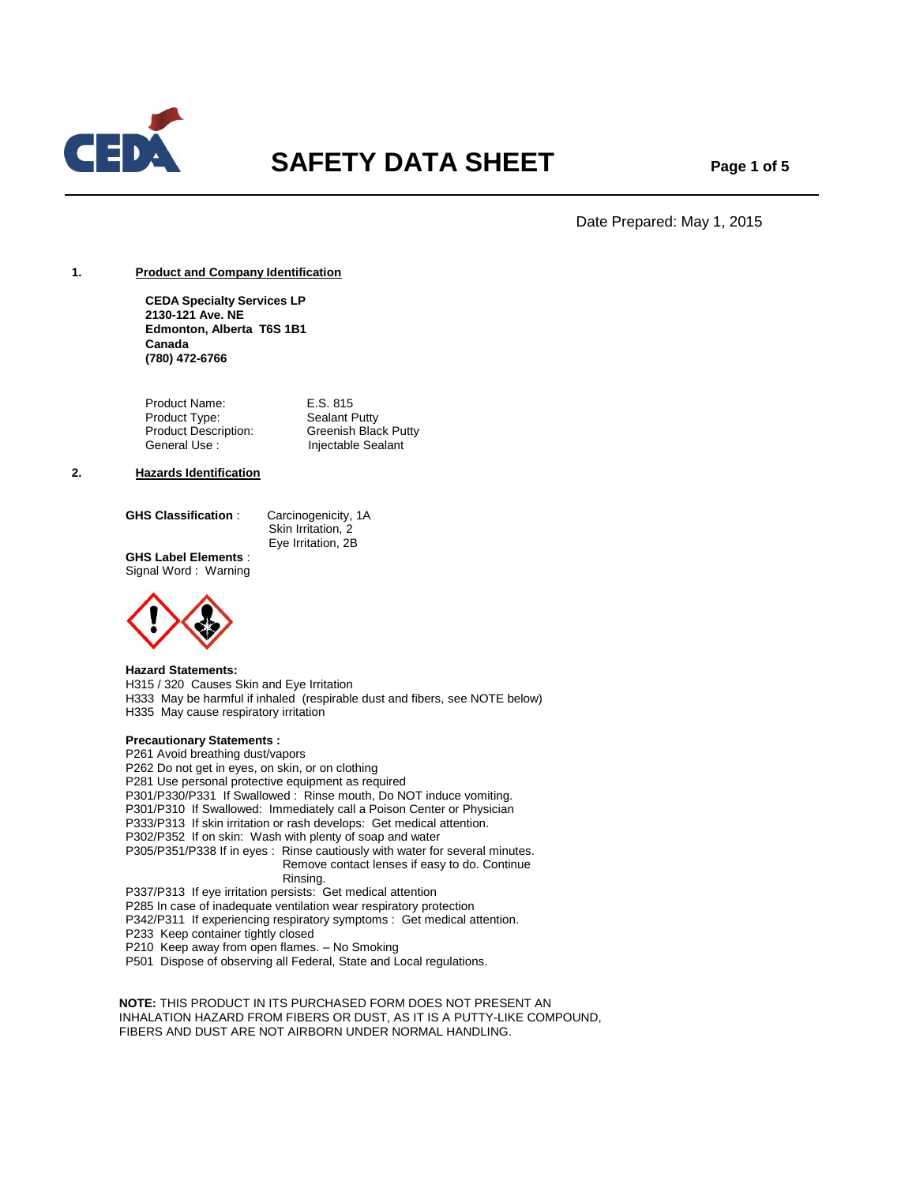# SAFETY DATA SHEET

Date Prepared: May 1, 2015

## 1. Product and Company Identification

**CEDA Specialty Services LP**
**2130-121 Ave. NE**
**Edmonton, Alberta T6S 1B1**
**Canada**
**(780) 472-6766**

| | |
|---|---|
| Product Name: | E.S. 815 |
| Product Type: | Sealant Putty |
| Product Description: | Greenish Black Putty |
| General Use : | Injectable Sealant |

## 2. Hazards Identification

**GHS Classification** : Carcinogenicity, 1A
Skin Irritation, 2
Eye Irritation, 2B

**GHS Label Elements** :
Signal Word : Warning

**Hazard Statements:**
H315 / 320 Causes Skin and Eye Irritation
H333 May be harmful if inhaled (respirable dust and fibers, see NOTE below)
H335 May cause respiratory irritation

**Precautionary Statements :**
P261 Avoid breathing dust/vapors
P262 Do not get in eyes, on skin, or on clothing
P281 Use personal protective equipment as required
P301/P330/P331 If Swallowed : Rinse mouth, Do NOT induce vomiting.
P301/P310 If Swallowed: Immediately call a Poison Center or Physician
P333/P313 If skin irritation or rash develops: Get medical attention.
P302/P352 If on skin: Wash with plenty of soap and water
P305/P351/P338 If in eyes : Rinse cautiously with water for several minutes. Remove contact lenses if easy to do. Continue Rinsing.
P337/P313 If eye irritation persists: Get medical attention
P285 In case of inadequate ventilation wear respiratory protection
P342/P311 If experiencing respiratory symptoms : Get medical attention.
P233 Keep container tightly closed
P210 Keep away from open flames. – No Smoking
P501 Dispose of observing all Federal, State and Local regulations.

**NOTE:** THIS PRODUCT IN ITS PURCHASED FORM DOES NOT PRESENT AN INHALATION HAZARD FROM FIBERS OR DUST, AS IT IS A PUTTY-LIKE COMPOUND, FIBERS AND DUST ARE NOT AIRBORN UNDER NORMAL HANDLING.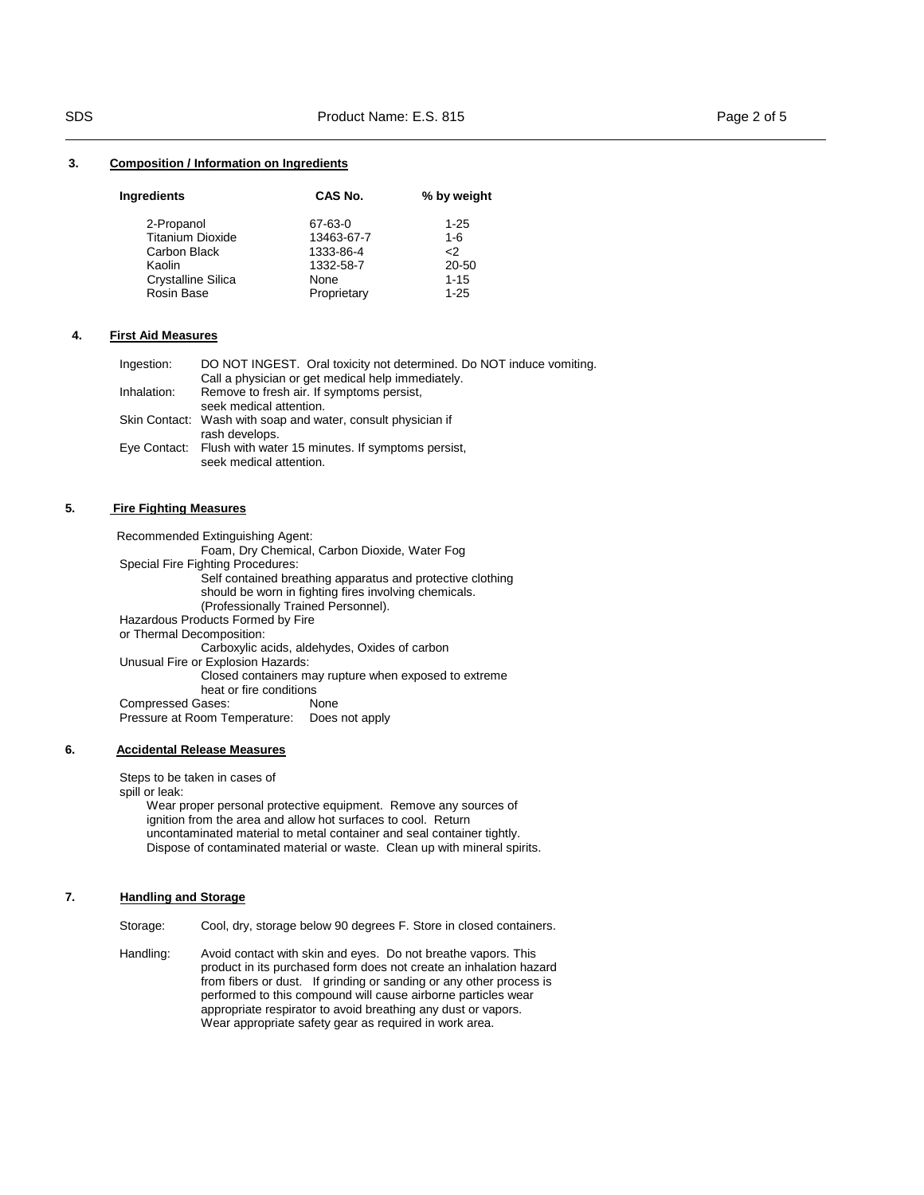## 3. Composition / Information on Ingredients

| Ingredients | CAS No. | % by weight |
|---|---|---|
| 2-Propanol | 67-63-0 | 1-25 |
| Titanium Dioxide | 13463-67-7 | 1-6 |
| Carbon Black | 1333-86-4 | <2 |
| Kaolin | 1332-58-7 | 20-50 |
| Crystalline Silica | None | 1-15 |
| Rosin Base | Proprietary | 1-25 |

## 4. First Aid Measures

Ingestion: DO NOT INGEST. Oral toxicity not determined. Do NOT induce vomiting. Call a physician or get medical help immediately.

Inhalation: Remove to fresh air. If symptoms persist, seek medical attention.

Skin Contact: Wash with soap and water, consult physician if rash develops.

Eye Contact: Flush with water 15 minutes. If symptoms persist, seek medical attention.

## 5. Fire Fighting Measures

Recommended Extinguishing Agent:
Foam, Dry Chemical, Carbon Dioxide, Water Fog

Special Fire Fighting Procedures:
Self contained breathing apparatus and protective clothing should be worn in fighting fires involving chemicals. (Professionally Trained Personnel).

Hazardous Products Formed by Fire or Thermal Decomposition:
Carboxylic acids, aldehydes, Oxides of carbon

Unusual Fire or Explosion Hazards:
Closed containers may rupture when exposed to extreme heat or fire conditions

Compressed Gases: None

Pressure at Room Temperature: Does not apply

## 6. Accidental Release Measures

Steps to be taken in cases of spill or leak:
Wear proper personal protective equipment. Remove any sources of ignition from the area and allow hot surfaces to cool. Return uncontaminated material to metal container and seal container tightly. Dispose of contaminated material or waste. Clean up with mineral spirits.

## 7. Handling and Storage

Storage: Cool, dry, storage below 90 degrees F. Store in closed containers.

Handling: Avoid contact with skin and eyes. Do not breathe vapors. This product in its purchased form does not create an inhalation hazard from fibers or dust. If grinding or sanding or any other process is performed to this compound will cause airborne particles wear appropriate respirator to avoid breathing any dust or vapors. Wear appropriate safety gear as required in work area.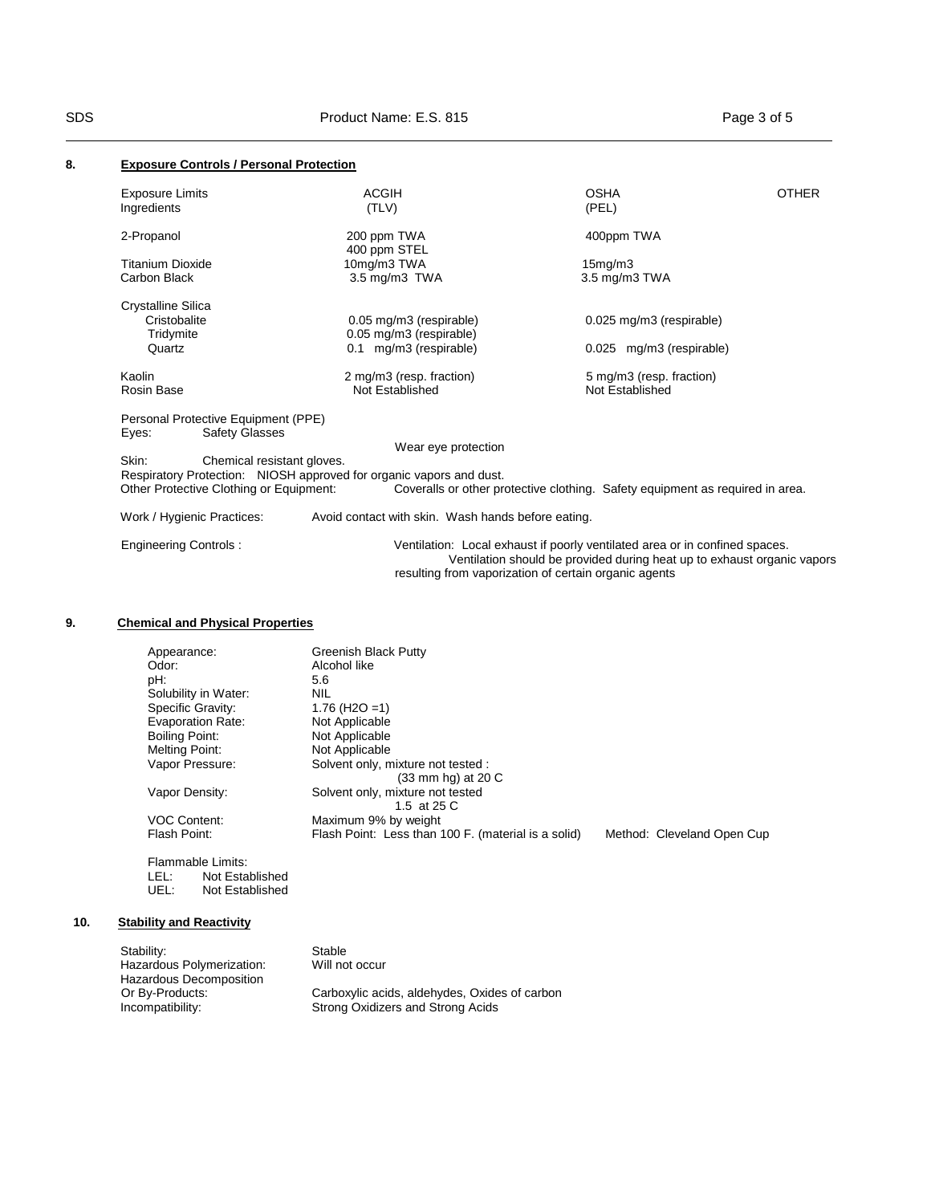## 8. Exposure Controls / Personal Protection

| Exposure Limits Ingredients | ACGIH (TLV) | OSHA (PEL) | OTHER |
|---|---|---|---|
| 2-Propanol | 200 ppm TWA<br>400 ppm STEL | 400ppm TWA | |
| Titanium Dioxide | 10mg/m3 TWA | 15mg/m3 | |
| Carbon Black | 3.5 mg/m3 TWA | 3.5 mg/m3 TWA | |
| Crystalline Silica | | | |
| Cristobalite | 0.05 mg/m3 (respirable) | 0.025 mg/m3 (respirable) | |
| Tridymite | 0.05 mg/m3 (respirable) | | |
| Quartz | 0.1 mg/m3 (respirable) | 0.025 mg/m3 (respirable) | |
| Kaolin | 2 mg/m3 (resp. fraction) | 5 mg/m3 (resp. fraction) | |
| Rosin Base | Not Established | Not Established | |

Personal Protective Equipment (PPE)

Eyes: Safety Glasses

Wear eye protection

Skin: Chemical resistant gloves.

Respiratory Protection: NIOSH approved for organic vapors and dust.

Other Protective Clothing or Equipment: Coveralls or other protective clothing. Safety equipment as required in area.

Work / Hygienic Practices: Avoid contact with skin. Wash hands before eating.

Engineering Controls : Ventilation: Local exhaust if poorly ventilated area or in confined spaces. Ventilation should be provided during heat up to exhaust organic vapors resulting from vaporization of certain organic agents

## 9. Chemical and Physical Properties

Appearance: Greenish Black Putty
Odor: Alcohol like
pH: 5.6
Solubility in Water: NIL
Specific Gravity: 1.76 ($H_2O$ =1)
Evaporation Rate: Not Applicable
Boiling Point: Not Applicable
Melting Point: Not Applicable
Vapor Pressure: Solvent only, mixture not tested : (33 mm hg) at 20 C
Vapor Density: Solvent only, mixture not tested 1.5 at 25 C
VOC Content: Maximum 9% by weight
Flash Point: Flash Point: Less than 100 F. (material is a solid) Method: Cleveland Open Cup

Flammable Limits:
LEL: Not Established
UEL: Not Established

## 10. Stability and Reactivity

Stability: Stable
Hazardous Polymerization: Will not occur
Hazardous Decomposition Or By-Products: Carboxylic acids, aldehydes, Oxides of carbon
Incompatibility: Strong Oxidizers and Strong Acids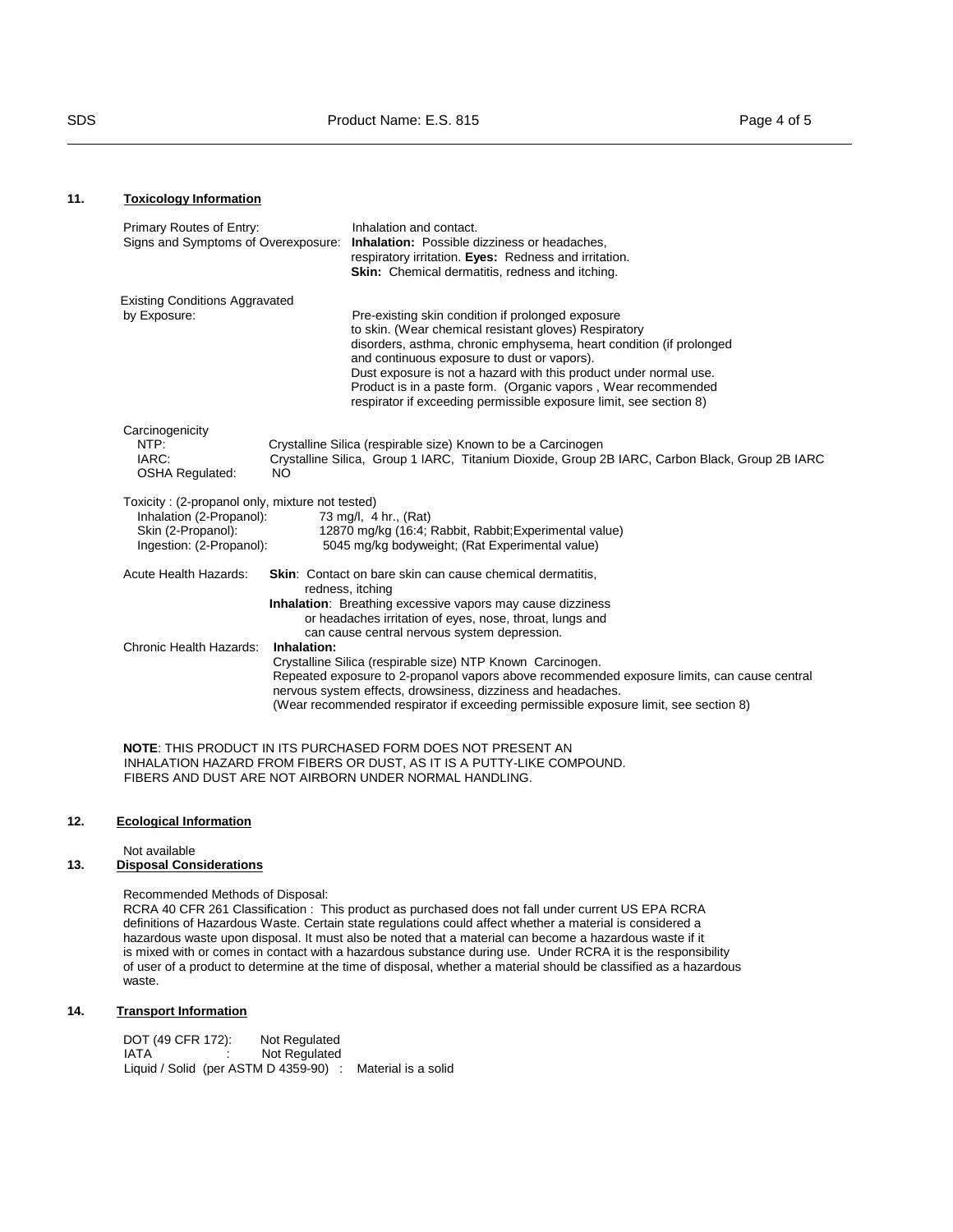## 11. Toxicology Information

Primary Routes of Entry: Inhalation and contact.

Signs and Symptoms of Overexposure: **Inhalation:** Possible dizziness or headaches, respiratory irritation. **Eyes:** Redness and irritation. **Skin:** Chemical dermatitis, redness and itching.

Existing Conditions Aggravated by Exposure: Pre-existing skin condition if prolonged exposure to skin. (Wear chemical resistant gloves) Respiratory disorders, asthma, chronic emphysema, heart condition (if prolonged and continuous exposure to dust or vapors). Dust exposure is not a hazard with this product under normal use. Product is in a paste form. (Organic vapors , Wear recommended respirator if exceeding permissible exposure limit, see section 8)

Carcinogenicity

- NTP: Crystalline Silica (respirable size) Known to be a Carcinogen
- IARC: Crystalline Silica, Group 1 IARC, Titanium Dioxide, Group 2B IARC, Carbon Black, Group 2B IARC
- OSHA Regulated: NO

Toxicity : (2-propanol only, mixture not tested)

- Inhalation (2-Propanol): 73 mg/l, 4 hr., (Rat)
- Skin (2-Propanol): 12870 mg/kg (16:4; Rabbit, Rabbit;Experimental value)
- Ingestion: (2-Propanol): 5045 mg/kg bodyweight; (Rat Experimental value)

Acute Health Hazards: **Skin**: Contact on bare skin can cause chemical dermatitis, redness, itching
**Inhalation**: Breathing excessive vapors may cause dizziness or headaches irritation of eyes, nose, throat, lungs and can cause central nervous system depression.

Chronic Health Hazards: **Inhalation:**
Crystalline Silica (respirable size) NTP Known Carcinogen.
Repeated exposure to 2-propanol vapors above recommended exposure limits, can cause central nervous system effects, drowsiness, dizziness and headaches.
(Wear recommended respirator if exceeding permissible exposure limit, see section 8)

**NOTE**: THIS PRODUCT IN ITS PURCHASED FORM DOES NOT PRESENT AN INHALATION HAZARD FROM FIBERS OR DUST, AS IT IS A PUTTY-LIKE COMPOUND. FIBERS AND DUST ARE NOT AIRBORN UNDER NORMAL HANDLING.

## 12. Ecological Information

Not available

## 13. Disposal Considerations

Recommended Methods of Disposal:
RCRA 40 CFR 261 Classification : This product as purchased does not fall under current US EPA RCRA definitions of Hazardous Waste. Certain state regulations could affect whether a material is considered a hazardous waste upon disposal. It must also be noted that a material can become a hazardous waste if it is mixed with or comes in contact with a hazardous substance during use. Under RCRA it is the responsibility of user of a product to determine at the time of disposal, whether a material should be classified as a hazardous waste.

## 14. Transport Information

DOT (49 CFR 172): Not Regulated
IATA : Not Regulated
Liquid / Solid (per ASTM D 4359-90) : Material is a solid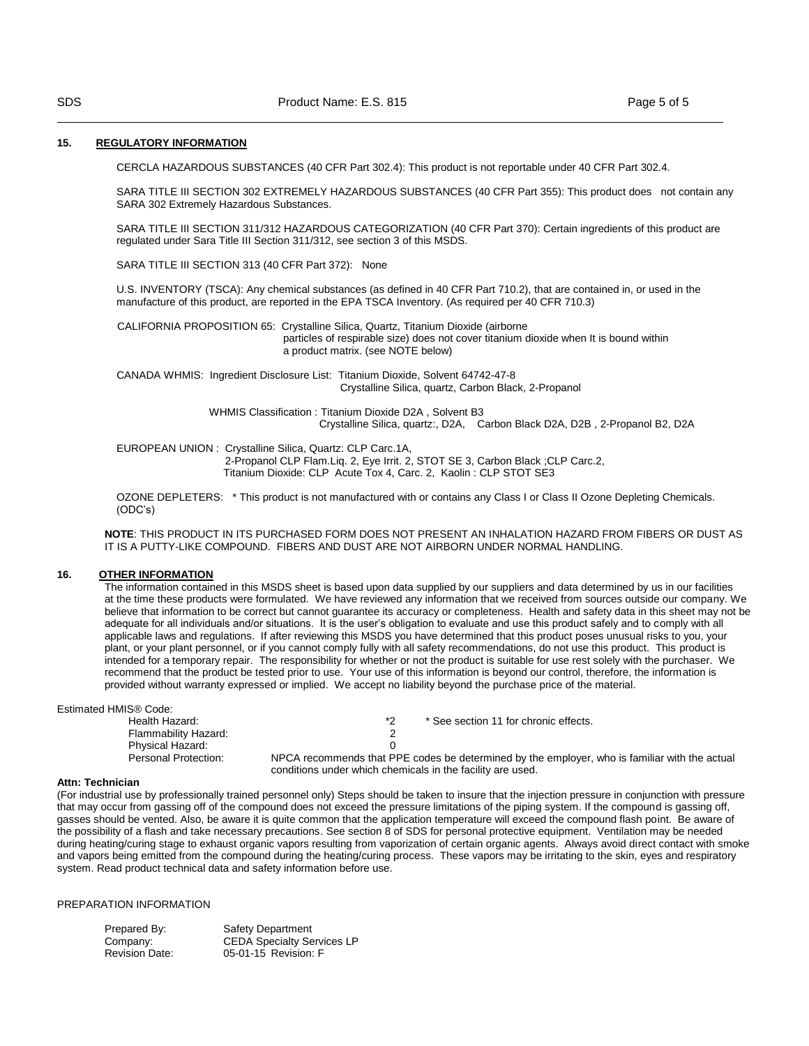## 15. REGULATORY INFORMATION

CERCLA HAZARDOUS SUBSTANCES (40 CFR Part 302.4): This product is not reportable under 40 CFR Part 302.4.

SARA TITLE III SECTION 302 EXTREMELY HAZARDOUS SUBSTANCES (40 CFR Part 355): This product does not contain any SARA 302 Extremely Hazardous Substances.

SARA TITLE III SECTION 311/312 HAZARDOUS CATEGORIZATION (40 CFR Part 370): Certain ingredients of this product are regulated under Sara Title III Section 311/312, see section 3 of this MSDS.

SARA TITLE III SECTION 313 (40 CFR Part 372): None

U.S. INVENTORY (TSCA): Any chemical substances (as defined in 40 CFR Part 710.2), that are contained in, or used in the manufacture of this product, are reported in the EPA TSCA Inventory. (As required per 40 CFR 710.3)

CALIFORNIA PROPOSITION 65: Crystalline Silica, Quartz, Titanium Dioxide (airborne particles of respirable size) does not cover titanium dioxide when It is bound within a product matrix. (see NOTE below)

CANADA WHMIS: Ingredient Disclosure List: Titanium Dioxide, Solvent 64742-47-8
Crystalline Silica, quartz, Carbon Black, 2-Propanol

WHMIS Classification : Titanium Dioxide D2A , Solvent B3
Crystalline Silica, quartz:, D2A, Carbon Black D2A, D2B , 2-Propanol B2, D2A

EUROPEAN UNION : Crystalline Silica, Quartz: CLP Carc.1A,
2-Propanol CLP Flam.Liq. 2, Eye Irrit. 2, STOT SE 3, Carbon Black ;CLP Carc.2,
Titanium Dioxide: CLP Acute Tox 4, Carc. 2, Kaolin : CLP STOT SE3

OZONE DEPLETERS: * This product is not manufactured with or contains any Class I or Class II Ozone Depleting Chemicals. (ODC's)

**NOTE**: THIS PRODUCT IN ITS PURCHASED FORM DOES NOT PRESENT AN INHALATION HAZARD FROM FIBERS OR DUST AS IT IS A PUTTY-LIKE COMPOUND. FIBERS AND DUST ARE NOT AIRBORN UNDER NORMAL HANDLING.

## 16. OTHER INFORMATION

The information contained in this MSDS sheet is based upon data supplied by our suppliers and data determined by us in our facilities at the time these products were formulated. We have reviewed any information that we received from sources outside our company. We believe that information to be correct but cannot guarantee its accuracy or completeness. Health and safety data in this sheet may not be adequate for all individuals and/or situations. It is the user's obligation to evaluate and use this product safely and to comply with all applicable laws and regulations. If after reviewing this MSDS you have determined that this product poses unusual risks to you, your plant, or your plant personnel, or if you cannot comply fully with all safety recommendations, do not use this product. This product is intended for a temporary repair. The responsibility for whether or not the product is suitable for use rest solely with the purchaser. We recommend that the product be tested prior to use. Your use of this information is beyond our control, therefore, the information is provided without warranty expressed or implied. We accept no liability beyond the purchase price of the material.

Estimated HMIS® Code:

| | | |
|---|---|---|
| Health Hazard: | *2 | * See section 11 for chronic effects. |
| Flammability Hazard: | 2 | |
| Physical Hazard: | 0 | |
| Personal Protection: | NPCA recommends that PPE codes be determined by the employer, who is familiar with the actual conditions under which chemicals in the facility are used. | |

**Attn: Technician**

(For industrial use by professionally trained personnel only) Steps should be taken to insure that the injection pressure in conjunction with pressure that may occur from gassing off of the compound does not exceed the pressure limitations of the piping system. If the compound is gassing off, gasses should be vented. Also, be aware it is quite common that the application temperature will exceed the compound flash point. Be aware of the possibility of a flash and take necessary precautions. See section 8 of SDS for personal protective equipment. Ventilation may be needed during heating/curing stage to exhaust organic vapors resulting from vaporization of certain organic agents. Always avoid direct contact with smoke and vapors being emitted from the compound during the heating/curing process. These vapors may be irritating to the skin, eyes and respiratory system. Read product technical data and safety information before use.

PREPARATION INFORMATION

| | |
|---|---|
| Prepared By: | Safety Department |
| Company: | CEDA Specialty Services LP |
| Revision Date: | 05-01-15 Revision: F |